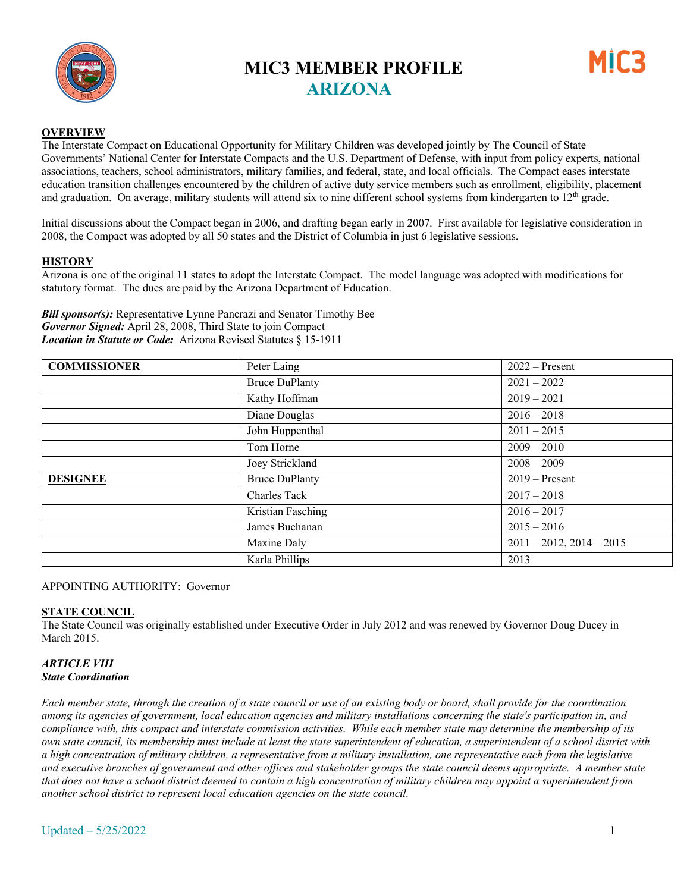# MIC3 MEMBER PROFILE
## ARIZONA

**OVERVIEW**

The Interstate Compact on Educational Opportunity for Military Children was developed jointly by The Council of State Governments' National Center for Interstate Compacts and the U.S. Department of Defense, with input from policy experts, national associations, teachers, school administrators, military families, and federal, state, and local officials. The Compact eases interstate education transition challenges encountered by the children of active duty service members such as enrollment, eligibility, placement and graduation. On average, military students will attend six to nine different school systems from kindergarten to 12th grade.

Initial discussions about the Compact began in 2006, and drafting began early in 2007. First available for legislative consideration in 2008, the Compact was adopted by all 50 states and the District of Columbia in just 6 legislative sessions.

**HISTORY**

Arizona is one of the original 11 states to adopt the Interstate Compact. The model language was adopted with modifications for statutory format. The dues are paid by the Arizona Department of Education.

***Bill sponsor(s):*** Representative Lynne Pancrazi and Senator Timothy Bee
***Governor Signed:*** April 28, 2008, Third State to join Compact
***Location in Statute or Code:*** Arizona Revised Statutes § 15-1911

| | | |
|---|---|---|
| **COMMISSIONER** | Peter Laing | 2022 – Present |
| | Bruce DuPlanty | 2021 – 2022 |
| | Kathy Hoffman | 2019 – 2021 |
| | Diane Douglas | 2016 – 2018 |
| | John Huppenthal | 2011 – 2015 |
| | Tom Horne | 2009 – 2010 |
| | Joey Strickland | 2008 – 2009 |
| **DESIGNEE** | Bruce DuPlanty | 2019 – Present |
| | Charles Tack | 2017 – 2018 |
| | Kristian Fasching | 2016 – 2017 |
| | James Buchanan | 2015 – 2016 |
| | Maxine Daly | 2011 – 2012, 2014 – 2015 |
| | Karla Phillips | 2013 |

APPOINTING AUTHORITY: Governor

**STATE COUNCIL**

The State Council was originally established under Executive Order in July 2012 and was renewed by Governor Doug Ducey in March 2015.

***ARTICLE VIII***
***State Coordination***

*Each member state, through the creation of a state council or use of an existing body or board, shall provide for the coordination among its agencies of government, local education agencies and military installations concerning the state's participation in, and compliance with, this compact and interstate commission activities. While each member state may determine the membership of its own state council, its membership must include at least the state superintendent of education, a superintendent of a school district with a high concentration of military children, a representative from a military installation, one representative each from the legislative and executive branches of government and other offices and stakeholder groups the state council deems appropriate. A member state that does not have a school district deemed to contain a high concentration of military children may appoint a superintendent from another school district to represent local education agencies on the state council.*

Updated – 5/25/2022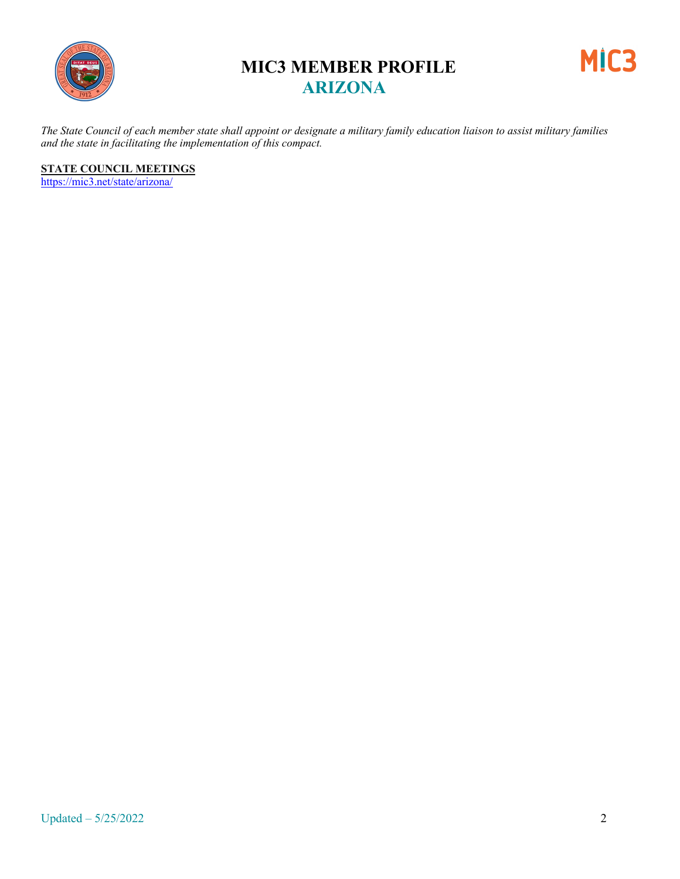# MIC3 MEMBER PROFILE
## ARIZONA

*The State Council of each member state shall appoint or designate a military family education liaison to assist military families and the state in facilitating the implementation of this compact.*

**STATE COUNCIL MEETINGS**
https://mic3.net/state/arizona/